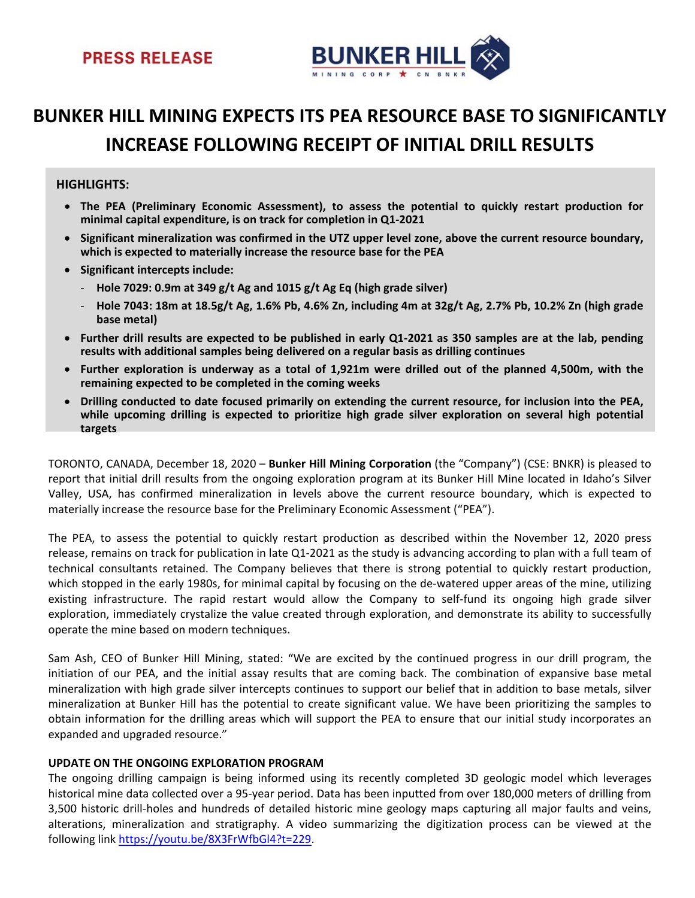**PRESS RELEASE**

BUNKER HILL MINING CORP ★ CN BNKR

# BUNKER HILL MINING EXPECTS ITS PEA RESOURCE BASE TO SIGNIFICANTLY INCREASE FOLLOWING RECEIPT OF INITIAL DRILL RESULTS

**HIGHLIGHTS:**

- **The PEA (Preliminary Economic Assessment), to assess the potential to quickly restart production for minimal capital expenditure, is on track for completion in Q1-2021**
- **Significant mineralization was confirmed in the UTZ upper level zone, above the current resource boundary, which is expected to materially increase the resource base for the PEA**
- **Significant intercepts include:**
  - **Hole 7029: 0.9m at 349 g/t Ag and 1015 g/t Ag Eq (high grade silver)**
  - **Hole 7043: 18m at 18.5g/t Ag, 1.6% Pb, 4.6% Zn, including 4m at 32g/t Ag, 2.7% Pb, 10.2% Zn (high grade base metal)**
- **Further drill results are expected to be published in early Q1-2021 as 350 samples are at the lab, pending results with additional samples being delivered on a regular basis as drilling continues**
- **Further exploration is underway as a total of 1,921m were drilled out of the planned 4,500m, with the remaining expected to be completed in the coming weeks**
- **Drilling conducted to date focused primarily on extending the current resource, for inclusion into the PEA, while upcoming drilling is expected to prioritize high grade silver exploration on several high potential targets**

TORONTO, CANADA, December 18, 2020 – **Bunker Hill Mining Corporation** (the "Company") (CSE: BNKR) is pleased to report that initial drill results from the ongoing exploration program at its Bunker Hill Mine located in Idaho's Silver Valley, USA, has confirmed mineralization in levels above the current resource boundary, which is expected to materially increase the resource base for the Preliminary Economic Assessment ("PEA").

The PEA, to assess the potential to quickly restart production as described within the November 12, 2020 press release, remains on track for publication in late Q1-2021 as the study is advancing according to plan with a full team of technical consultants retained. The Company believes that there is strong potential to quickly restart production, which stopped in the early 1980s, for minimal capital by focusing on the de-watered upper areas of the mine, utilizing existing infrastructure. The rapid restart would allow the Company to self-fund its ongoing high grade silver exploration, immediately crystalize the value created through exploration, and demonstrate its ability to successfully operate the mine based on modern techniques.

Sam Ash, CEO of Bunker Hill Mining, stated: "We are excited by the continued progress in our drill program, the initiation of our PEA, and the initial assay results that are coming back. The combination of expansive base metal mineralization with high grade silver intercepts continues to support our belief that in addition to base metals, silver mineralization at Bunker Hill has the potential to create significant value. We have been prioritizing the samples to obtain information for the drilling areas which will support the PEA to ensure that our initial study incorporates an expanded and upgraded resource."

**UPDATE ON THE ONGOING EXPLORATION PROGRAM**

The ongoing drilling campaign is being informed using its recently completed 3D geologic model which leverages historical mine data collected over a 95-year period. Data has been inputted from over 180,000 meters of drilling from 3,500 historic drill-holes and hundreds of detailed historic mine geology maps capturing all major faults and veins, alterations, mineralization and stratigraphy. A video summarizing the digitization process can be viewed at the following link https://youtu.be/8X3FrWfbGl4?t=229.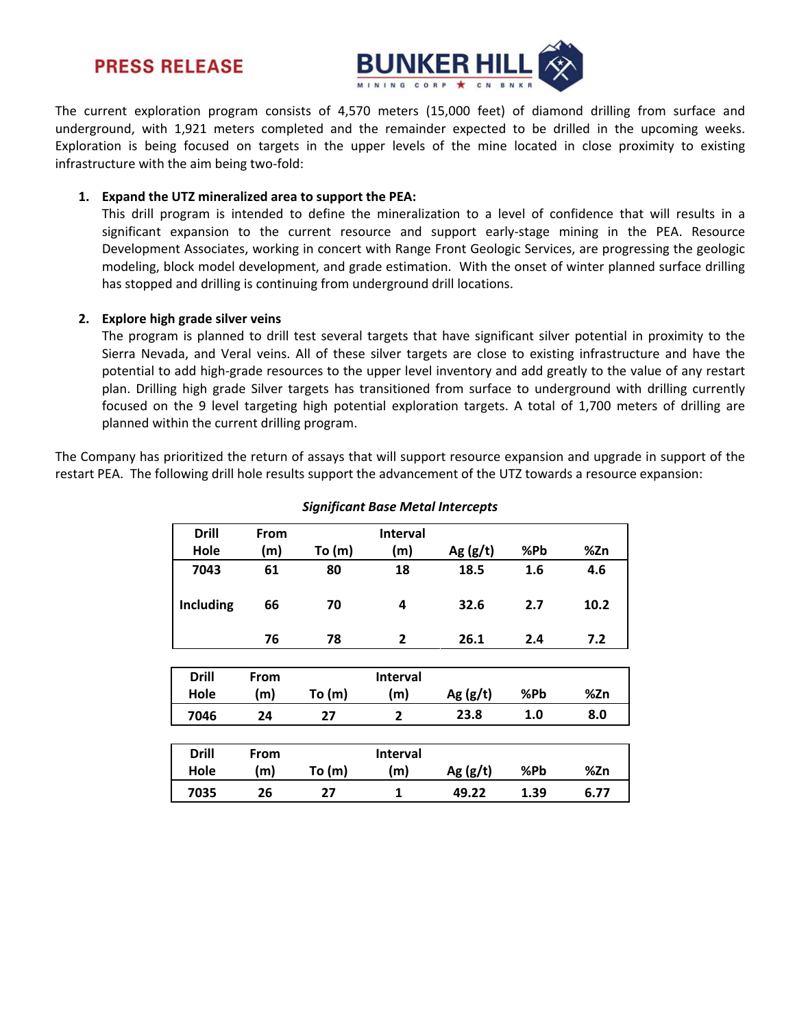The current exploration program consists of 4,570 meters (15,000 feet) of diamond drilling from surface and underground, with 1,921 meters completed and the remainder expected to be drilled in the upcoming weeks. Exploration is being focused on targets in the upper levels of the mine located in close proximity to existing infrastructure with the aim being two-fold:

1. **Expand the UTZ mineralized area to support the PEA:**
   This drill program is intended to define the mineralization to a level of confidence that will results in a significant expansion to the current resource and support early-stage mining in the PEA. Resource Development Associates, working in concert with Range Front Geologic Services, are progressing the geologic modeling, block model development, and grade estimation. With the onset of winter planned surface drilling has stopped and drilling is continuing from underground drill locations.

2. **Explore high grade silver veins**
   The program is planned to drill test several targets that have significant silver potential in proximity to the Sierra Nevada, and Veral veins. All of these silver targets are close to existing infrastructure and have the potential to add high-grade resources to the upper level inventory and add greatly to the value of any restart plan. Drilling high grade Silver targets has transitioned from surface to underground with drilling currently focused on the 9 level targeting high potential exploration targets. A total of 1,700 meters of drilling are planned within the current drilling program.

The Company has prioritized the return of assays that will support resource expansion and upgrade in support of the restart PEA. The following drill hole results support the advancement of the UTZ towards a resource expansion:

***Significant Base Metal Intercepts***

| Drill Hole | From (m) | To (m) | Interval (m) | Ag (g/t) | %Pb | %Zn |
|---|---|---|---|---|---|---|
| **7043** | **61** | **80** | **18** | **18.5** | **1.6** | **4.6** |
| **Including** | **66** | **70** | **4** | **32.6** | **2.7** | **10.2** |
| | **76** | **78** | **2** | **26.1** | **2.4** | **7.2** |

| Drill Hole | From (m) | To (m) | Interval (m) | Ag (g/t) | %Pb | %Zn |
|---|---|---|---|---|---|---|
| **7046** | **24** | **27** | **2** | **23.8** | **1.0** | **8.0** |

| Drill Hole | From (m) | To (m) | Interval (m) | Ag (g/t) | %Pb | %Zn |
|---|---|---|---|---|---|---|
| **7035** | **26** | **27** | **1** | **49.22** | **1.39** | **6.77** |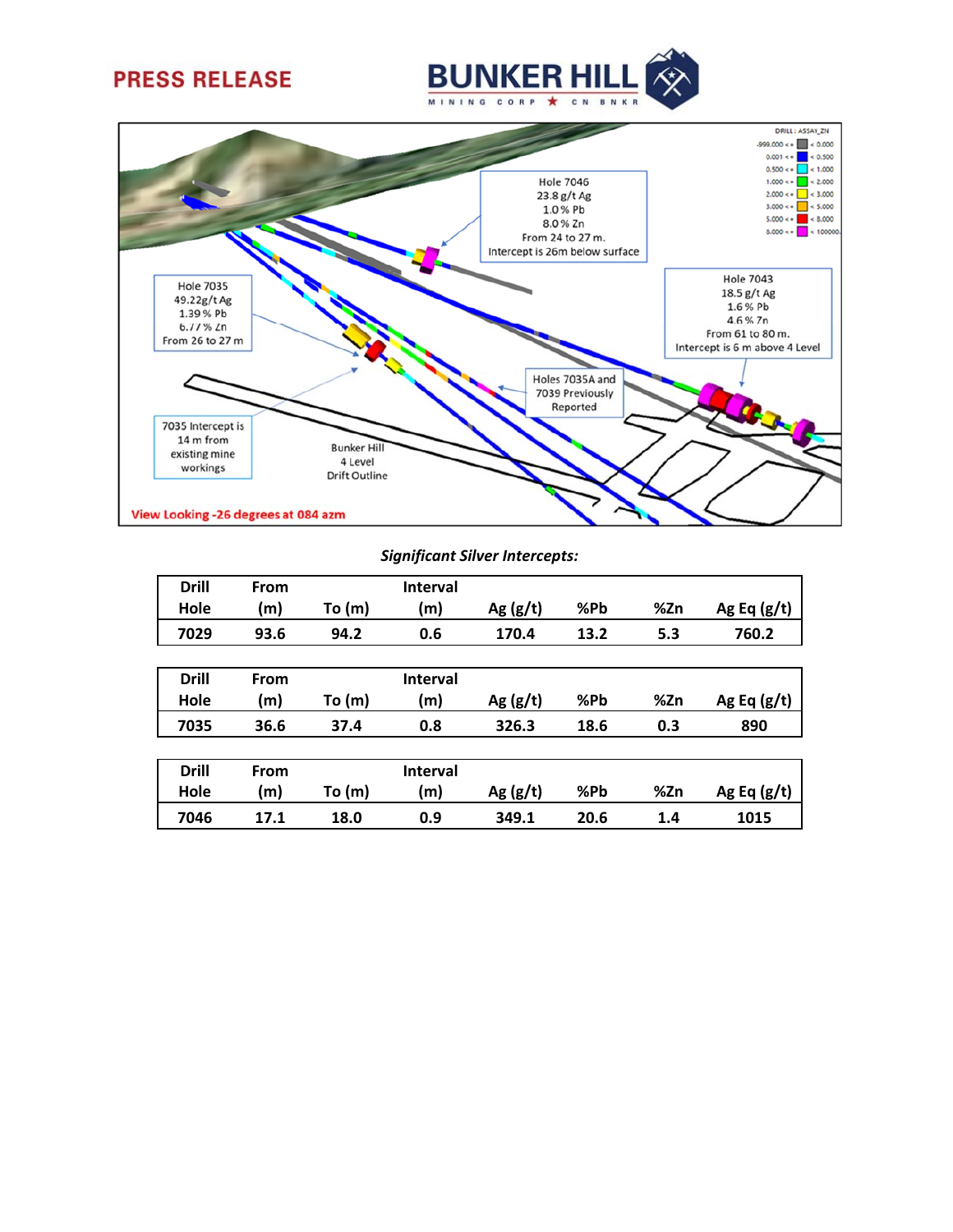Hole 7046
23.8 g/t Ag
1.0 % Pb
8.0 % Zn
From 24 to 27 m.
Intercept is 26m below surface

Hole 7043
18.5 g/t Ag
1.6 % Pb
4.6 % Zn
From 61 to 80 m.
Intercept is 6 m above 4 Level

Hole 7035
49.22g/t Ag
1.39 % Pb
6.77 % Zn
From 26 to 27 m

Holes 7035A and 7039 Previously Reported

7035 Intercept is 14 m from existing mine workings

Bunker Hill 4 Level Drift Outline

View Looking -26 degrees at 084 azm

DRILL : ASSAY_ZN

| Range | Color |
|---|---|
| -999.000 <= < 0.000 | Gray |
| 0.001 <= < 0.500 | Blue |
| 0.500 <= < 1.000 | Cyan |
| 1.000 <= < 2.000 | Green |
| 2.000 <= < 3.000 | Yellow |
| 3.000 <= < 5.000 | Orange |
| 5.000 <= < 8.000 | Red |
| 8.000 <= < 100000. | Magenta |

*Significant Silver Intercepts:*

| Drill Hole | From (m) | To (m) | Interval (m) | Ag (g/t) | %Pb | %Zn | Ag Eq (g/t) |
|---|---|---|---|---|---|---|---|
| 7029 | 93.6 | 94.2 | 0.6 | 170.4 | 13.2 | 5.3 | 760.2 |

| Drill Hole | From (m) | To (m) | Interval (m) | Ag (g/t) | %Pb | %Zn | Ag Eq (g/t) |
|---|---|---|---|---|---|---|---|
| 7035 | 36.6 | 37.4 | 0.8 | 326.3 | 18.6 | 0.3 | 890 |

| Drill Hole | From (m) | To (m) | Interval (m) | Ag (g/t) | %Pb | %Zn | Ag Eq (g/t) |
|---|---|---|---|---|---|---|---|
| 7046 | 17.1 | 18.0 | 0.9 | 349.1 | 20.6 | 1.4 | 1015 |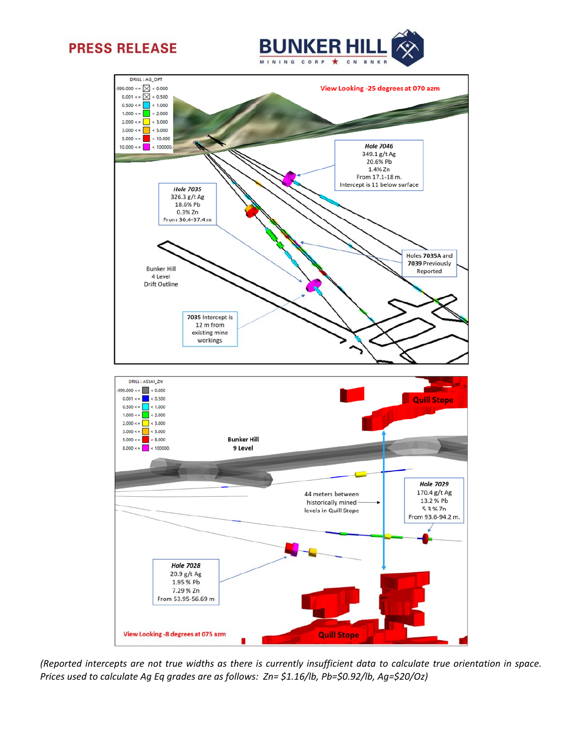*(Reported intercepts are not true widths as there is currently insufficient data to calculate true orientation in space. Prices used to calculate Ag Eq grades are as follows: Zn= \$1.16/lb, Pb=\$0.92/lb, Ag=\$20/Oz)*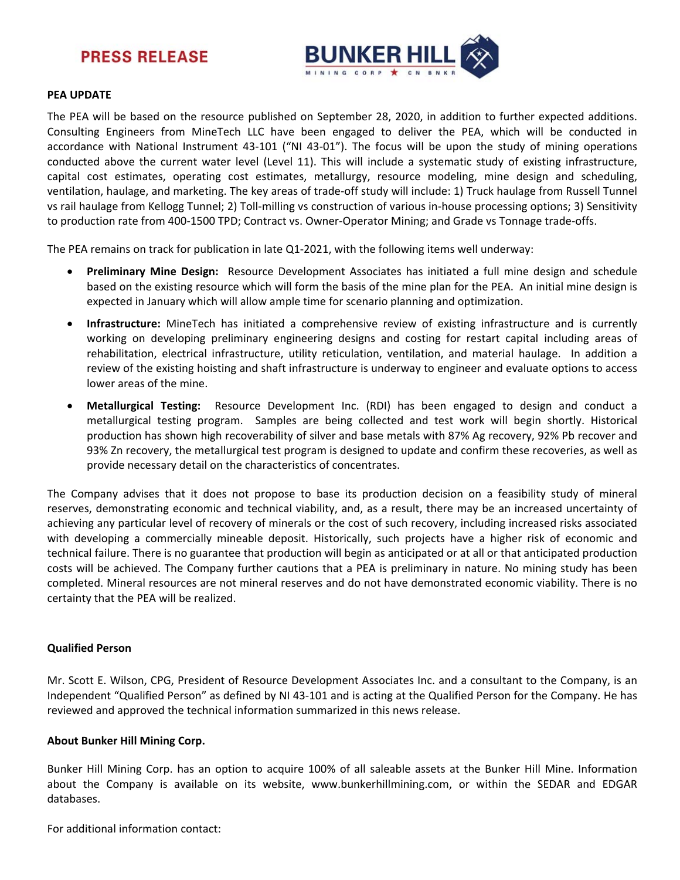**PEA UPDATE**

The PEA will be based on the resource published on September 28, 2020, in addition to further expected additions. Consulting Engineers from MineTech LLC have been engaged to deliver the PEA, which will be conducted in accordance with National Instrument 43-101 ("NI 43-01"). The focus will be upon the study of mining operations conducted above the current water level (Level 11). This will include a systematic study of existing infrastructure, capital cost estimates, operating cost estimates, metallurgy, resource modeling, mine design and scheduling, ventilation, haulage, and marketing. The key areas of trade-off study will include: 1) Truck haulage from Russell Tunnel vs rail haulage from Kellogg Tunnel; 2) Toll-milling vs construction of various in-house processing options; 3) Sensitivity to production rate from 400-1500 TPD; Contract vs. Owner-Operator Mining; and Grade vs Tonnage trade-offs.

The PEA remains on track for publication in late Q1-2021, with the following items well underway:

- **Preliminary Mine Design:** Resource Development Associates has initiated a full mine design and schedule based on the existing resource which will form the basis of the mine plan for the PEA. An initial mine design is expected in January which will allow ample time for scenario planning and optimization.
- **Infrastructure:** MineTech has initiated a comprehensive review of existing infrastructure and is currently working on developing preliminary engineering designs and costing for restart capital including areas of rehabilitation, electrical infrastructure, utility reticulation, ventilation, and material haulage. In addition a review of the existing hoisting and shaft infrastructure is underway to engineer and evaluate options to access lower areas of the mine.
- **Metallurgical Testing:** Resource Development Inc. (RDI) has been engaged to design and conduct a metallurgical testing program. Samples are being collected and test work will begin shortly. Historical production has shown high recoverability of silver and base metals with 87% Ag recovery, 92% Pb recover and 93% Zn recovery, the metallurgical test program is designed to update and confirm these recoveries, as well as provide necessary detail on the characteristics of concentrates.

The Company advises that it does not propose to base its production decision on a feasibility study of mineral reserves, demonstrating economic and technical viability, and, as a result, there may be an increased uncertainty of achieving any particular level of recovery of minerals or the cost of such recovery, including increased risks associated with developing a commercially mineable deposit. Historically, such projects have a higher risk of economic and technical failure. There is no guarantee that production will begin as anticipated or at all or that anticipated production costs will be achieved. The Company further cautions that a PEA is preliminary in nature. No mining study has been completed. Mineral resources are not mineral reserves and do not have demonstrated economic viability. There is no certainty that the PEA will be realized.

**Qualified Person**

Mr. Scott E. Wilson, CPG, President of Resource Development Associates Inc. and a consultant to the Company, is an Independent "Qualified Person" as defined by NI 43-101 and is acting at the Qualified Person for the Company. He has reviewed and approved the technical information summarized in this news release.

**About Bunker Hill Mining Corp.**

Bunker Hill Mining Corp. has an option to acquire 100% of all saleable assets at the Bunker Hill Mine. Information about the Company is available on its website, www.bunkerhillmining.com, or within the SEDAR and EDGAR databases.

For additional information contact: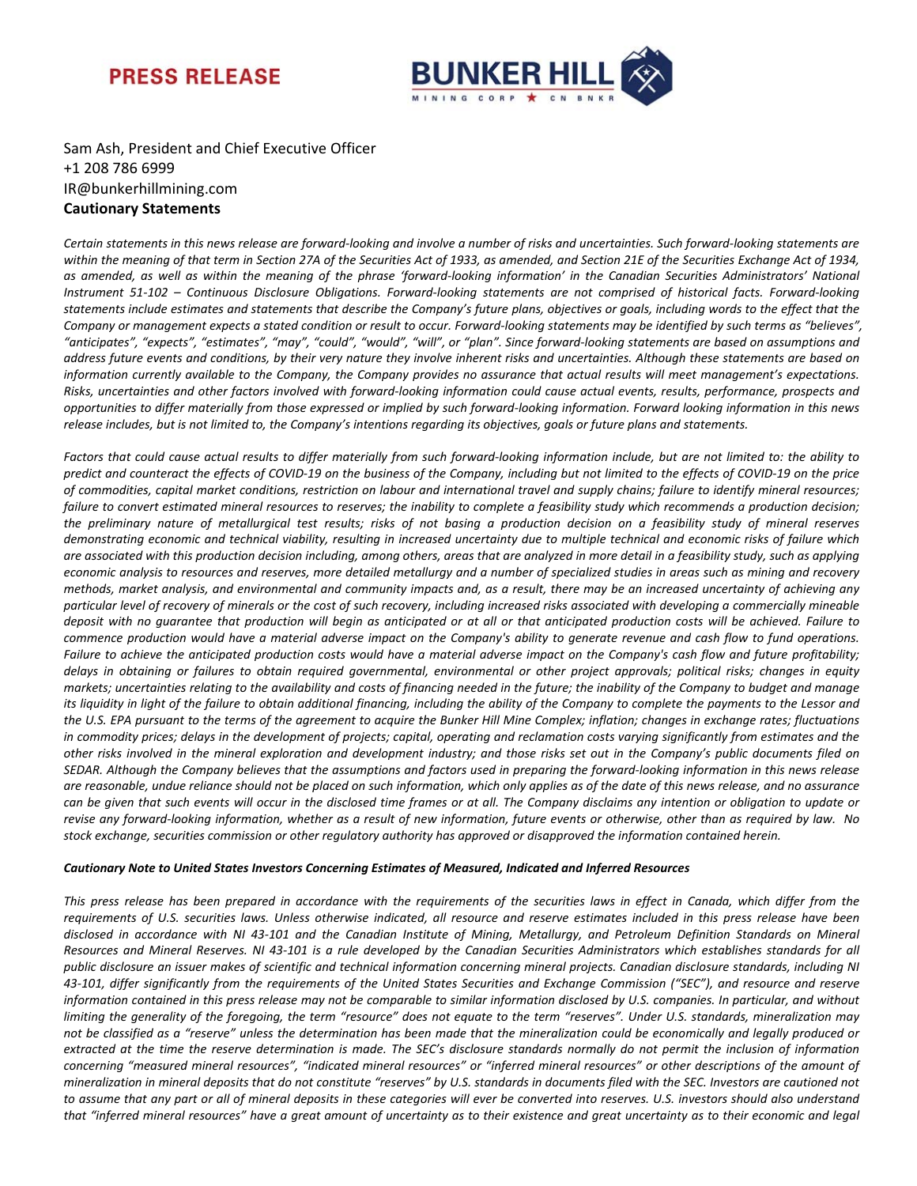**PRESS RELEASE**

Sam Ash, President and Chief Executive Officer
+1 208 786 6999
IR@bunkerhillmining.com

**Cautionary Statements**

*Certain statements in this news release are forward-looking and involve a number of risks and uncertainties. Such forward-looking statements are within the meaning of that term in Section 27A of the Securities Act of 1933, as amended, and Section 21E of the Securities Exchange Act of 1934, as amended, as well as within the meaning of the phrase 'forward-looking information' in the Canadian Securities Administrators' National Instrument 51-102 – Continuous Disclosure Obligations. Forward-looking statements are not comprised of historical facts. Forward-looking statements include estimates and statements that describe the Company's future plans, objectives or goals, including words to the effect that the Company or management expects a stated condition or result to occur. Forward-looking statements may be identified by such terms as "believes", "anticipates", "expects", "estimates", "may", "could", "would", "will", or "plan". Since forward-looking statements are based on assumptions and address future events and conditions, by their very nature they involve inherent risks and uncertainties. Although these statements are based on information currently available to the Company, the Company provides no assurance that actual results will meet management's expectations. Risks, uncertainties and other factors involved with forward-looking information could cause actual events, results, performance, prospects and opportunities to differ materially from those expressed or implied by such forward-looking information. Forward looking information in this news release includes, but is not limited to, the Company's intentions regarding its objectives, goals or future plans and statements.*

*Factors that could cause actual results to differ materially from such forward-looking information include, but are not limited to: the ability to predict and counteract the effects of COVID-19 on the business of the Company, including but not limited to the effects of COVID-19 on the price of commodities, capital market conditions, restriction on labour and international travel and supply chains; failure to identify mineral resources; failure to convert estimated mineral resources to reserves; the inability to complete a feasibility study which recommends a production decision; the preliminary nature of metallurgical test results; risks of not basing a production decision on a feasibility study of mineral reserves demonstrating economic and technical viability, resulting in increased uncertainty due to multiple technical and economic risks of failure which are associated with this production decision including, among others, areas that are analyzed in more detail in a feasibility study, such as applying economic analysis to resources and reserves, more detailed metallurgy and a number of specialized studies in areas such as mining and recovery methods, market analysis, and environmental and community impacts and, as a result, there may be an increased uncertainty of achieving any particular level of recovery of minerals or the cost of such recovery, including increased risks associated with developing a commercially mineable deposit with no guarantee that production will begin as anticipated or at all or that anticipated production costs will be achieved. Failure to commence production would have a material adverse impact on the Company's ability to generate revenue and cash flow to fund operations. Failure to achieve the anticipated production costs would have a material adverse impact on the Company's cash flow and future profitability; delays in obtaining or failures to obtain required governmental, environmental or other project approvals; political risks; changes in equity markets; uncertainties relating to the availability and costs of financing needed in the future; the inability of the Company to budget and manage its liquidity in light of the failure to obtain additional financing, including the ability of the Company to complete the payments to the Lessor and the U.S. EPA pursuant to the terms of the agreement to acquire the Bunker Hill Mine Complex; inflation; changes in exchange rates; fluctuations in commodity prices; delays in the development of projects; capital, operating and reclamation costs varying significantly from estimates and the other risks involved in the mineral exploration and development industry; and those risks set out in the Company's public documents filed on SEDAR. Although the Company believes that the assumptions and factors used in preparing the forward-looking information in this news release are reasonable, undue reliance should not be placed on such information, which only applies as of the date of this news release, and no assurance can be given that such events will occur in the disclosed time frames or at all. The Company disclaims any intention or obligation to update or revise any forward-looking information, whether as a result of new information, future events or otherwise, other than as required by law. No stock exchange, securities commission or other regulatory authority has approved or disapproved the information contained herein.*

***Cautionary Note to United States Investors Concerning Estimates of Measured, Indicated and Inferred Resources***

*This press release has been prepared in accordance with the requirements of the securities laws in effect in Canada, which differ from the requirements of U.S. securities laws. Unless otherwise indicated, all resource and reserve estimates included in this press release have been disclosed in accordance with NI 43-101 and the Canadian Institute of Mining, Metallurgy, and Petroleum Definition Standards on Mineral Resources and Mineral Reserves. NI 43-101 is a rule developed by the Canadian Securities Administrators which establishes standards for all public disclosure an issuer makes of scientific and technical information concerning mineral projects. Canadian disclosure standards, including NI 43-101, differ significantly from the requirements of the United States Securities and Exchange Commission ("SEC"), and resource and reserve information contained in this press release may not be comparable to similar information disclosed by U.S. companies. In particular, and without limiting the generality of the foregoing, the term "resource" does not equate to the term "reserves". Under U.S. standards, mineralization may not be classified as a "reserve" unless the determination has been made that the mineralization could be economically and legally produced or extracted at the time the reserve determination is made. The SEC's disclosure standards normally do not permit the inclusion of information concerning "measured mineral resources", "indicated mineral resources" or "inferred mineral resources" or other descriptions of the amount of mineralization in mineral deposits that do not constitute "reserves" by U.S. standards in documents filed with the SEC. Investors are cautioned not to assume that any part or all of mineral deposits in these categories will ever be converted into reserves. U.S. investors should also understand that "inferred mineral resources" have a great amount of uncertainty as to their existence and great uncertainty as to their economic and legal*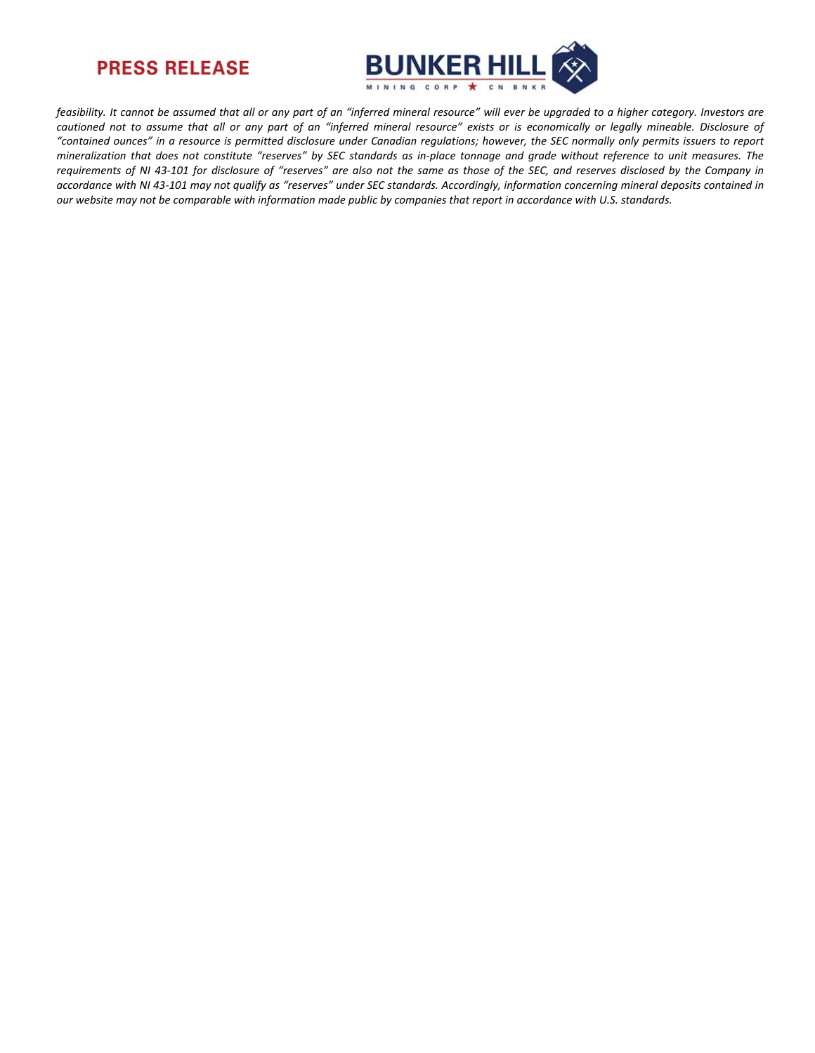*feasibility. It cannot be assumed that all or any part of an "inferred mineral resource" will ever be upgraded to a higher category. Investors are cautioned not to assume that all or any part of an "inferred mineral resource" exists or is economically or legally mineable. Disclosure of "contained ounces" in a resource is permitted disclosure under Canadian regulations; however, the SEC normally only permits issuers to report mineralization that does not constitute "reserves" by SEC standards as in-place tonnage and grade without reference to unit measures. The requirements of NI 43-101 for disclosure of "reserves" are also not the same as those of the SEC, and reserves disclosed by the Company in accordance with NI 43-101 may not qualify as "reserves" under SEC standards. Accordingly, information concerning mineral deposits contained in our website may not be comparable with information made public by companies that report in accordance with U.S. standards.*